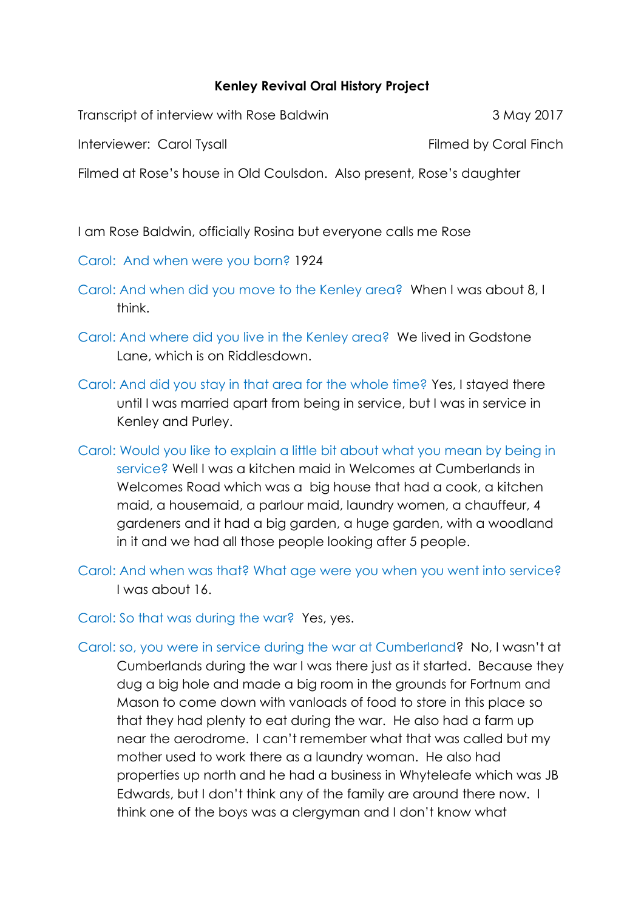**Kenley Revival Oral History Project**

Transcript of interview with Rose Baldwin — 3 May 2017

Interviewer: Carol Tysall — Filmed by Coral Finch

Filmed at Rose's house in Old Coulsdon. Also present, Rose's daughter

I am Rose Baldwin, officially Rosina but everyone calls me Rose

Carol: And when were you born? 1924

Carol: And when did you move to the Kenley area? When I was about 8, I think.

Carol: And where did you live in the Kenley area? We lived in Godstone Lane, which is on Riddlesdown.

Carol: And did you stay in that area for the whole time? Yes, I stayed there until I was married apart from being in service, but I was in service in Kenley and Purley.

Carol: Would you like to explain a little bit about what you mean by being in service? Well I was a kitchen maid in Welcomes at Cumberlands in Welcomes Road which was a big house that had a cook, a kitchen maid, a housemaid, a parlour maid, laundry women, a chauffeur, 4 gardeners and it had a big garden, a huge garden, with a woodland in it and we had all those people looking after 5 people.

Carol: And when was that? What age were you when you went into service? I was about 16.

Carol: So that was during the war? Yes, yes.

Carol: so, you were in service during the war at Cumberland? No, I wasn't at Cumberlands during the war I was there just as it started. Because they dug a big hole and made a big room in the grounds for Fortnum and Mason to come down with vanloads of food to store in this place so that they had plenty to eat during the war. He also had a farm up near the aerodrome. I can't remember what that was called but my mother used to work there as a laundry woman. He also had properties up north and he had a business in Whyteleafe which was JB Edwards, but I don't think any of the family are around there now. I think one of the boys was a clergyman and I don't know what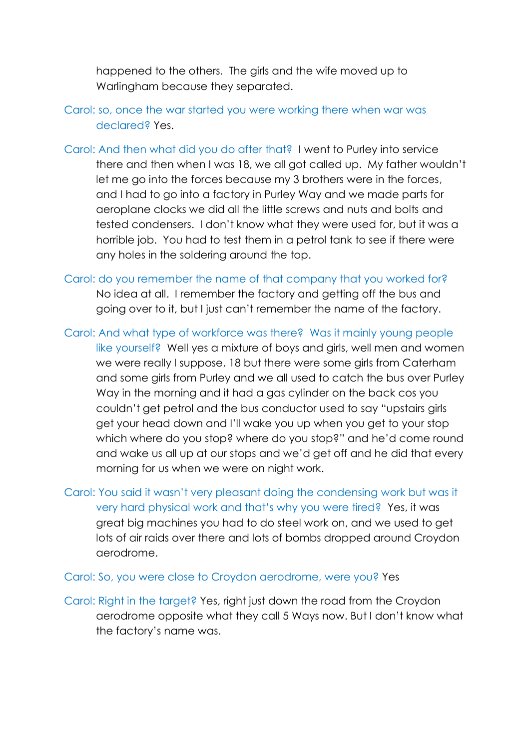happened to the others. The girls and the wife moved up to Warlingham because they separated.

Carol: so, once the war started you were working there when war was declared? Yes.

Carol: And then what did you do after that? I went to Purley into service there and then when I was 18, we all got called up. My father wouldn't let me go into the forces because my 3 brothers were in the forces, and I had to go into a factory in Purley Way and we made parts for aeroplane clocks we did all the little screws and nuts and bolts and tested condensers. I don't know what they were used for, but it was a horrible job. You had to test them in a petrol tank to see if there were any holes in the soldering around the top.

Carol: do you remember the name of that company that you worked for? No idea at all. I remember the factory and getting off the bus and going over to it, but I just can't remember the name of the factory.

Carol: And what type of workforce was there? Was it mainly young people like yourself? Well yes a mixture of boys and girls, well men and women we were really I suppose, 18 but there were some girls from Caterham and some girls from Purley and we all used to catch the bus over Purley Way in the morning and it had a gas cylinder on the back cos you couldn't get petrol and the bus conductor used to say "upstairs girls get your head down and I'll wake you up when you get to your stop which where do you stop? where do you stop?" and he'd come round and wake us all up at our stops and we'd get off and he did that every morning for us when we were on night work.

Carol: You said it wasn't very pleasant doing the condensing work but was it very hard physical work and that's why you were tired? Yes, it was great big machines you had to do steel work on, and we used to get lots of air raids over there and lots of bombs dropped around Croydon aerodrome.

Carol: So, you were close to Croydon aerodrome, were you? Yes

Carol: Right in the target? Yes, right just down the road from the Croydon aerodrome opposite what they call 5 Ways now. But I don't know what the factory's name was.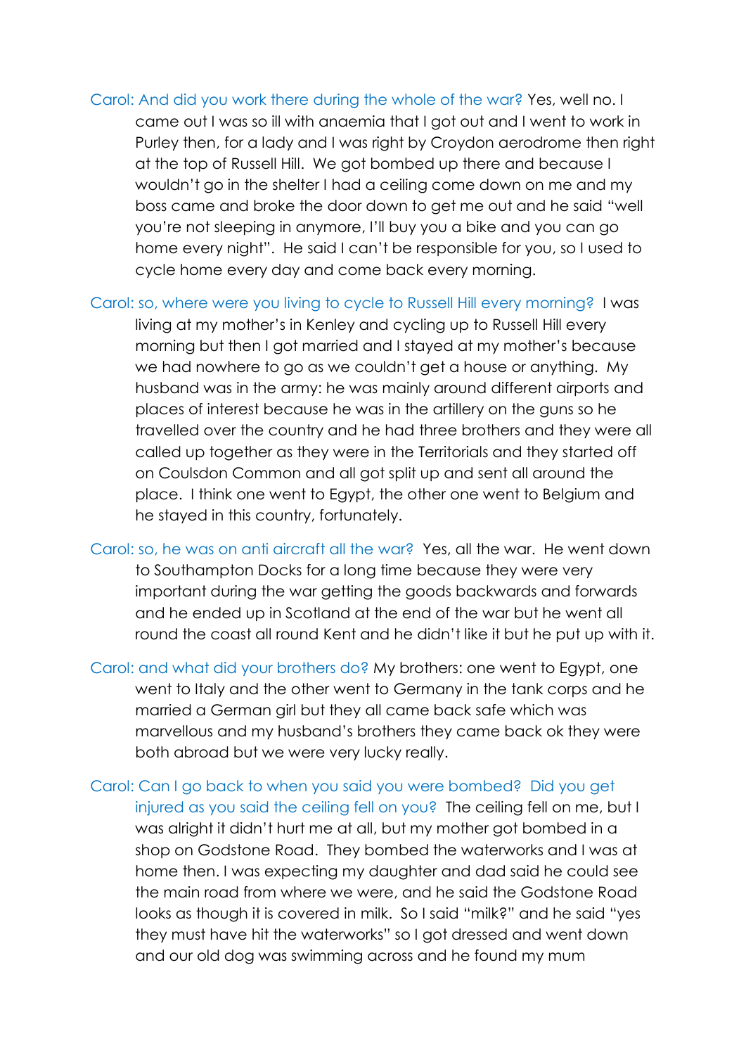Carol: And did you work there during the whole of the war? Yes, well no. I came out I was so ill with anaemia that I got out and I went to work in Purley then, for a lady and I was right by Croydon aerodrome then right at the top of Russell Hill. We got bombed up there and because I wouldn't go in the shelter I had a ceiling come down on me and my boss came and broke the door down to get me out and he said "well you're not sleeping in anymore, I'll buy you a bike and you can go home every night". He said I can't be responsible for you, so I used to cycle home every day and come back every morning.

Carol: so, where were you living to cycle to Russell Hill every morning? I was living at my mother's in Kenley and cycling up to Russell Hill every morning but then I got married and I stayed at my mother's because we had nowhere to go as we couldn't get a house or anything. My husband was in the army: he was mainly around different airports and places of interest because he was in the artillery on the guns so he travelled over the country and he had three brothers and they were all called up together as they were in the Territorials and they started off on Coulsdon Common and all got split up and sent all around the place. I think one went to Egypt, the other one went to Belgium and he stayed in this country, fortunately.

Carol: so, he was on anti aircraft all the war? Yes, all the war. He went down to Southampton Docks for a long time because they were very important during the war getting the goods backwards and forwards and he ended up in Scotland at the end of the war but he went all round the coast all round Kent and he didn't like it but he put up with it.

Carol: and what did your brothers do? My brothers: one went to Egypt, one went to Italy and the other went to Germany in the tank corps and he married a German girl but they all came back safe which was marvellous and my husband's brothers they came back ok they were both abroad but we were very lucky really.

Carol: Can I go back to when you said you were bombed? Did you get injured as you said the ceiling fell on you? The ceiling fell on me, but I was alright it didn't hurt me at all, but my mother got bombed in a shop on Godstone Road. They bombed the waterworks and I was at home then. I was expecting my daughter and dad said he could see the main road from where we were, and he said the Godstone Road looks as though it is covered in milk. So I said "milk?" and he said "yes they must have hit the waterworks" so I got dressed and went down and our old dog was swimming across and he found my mum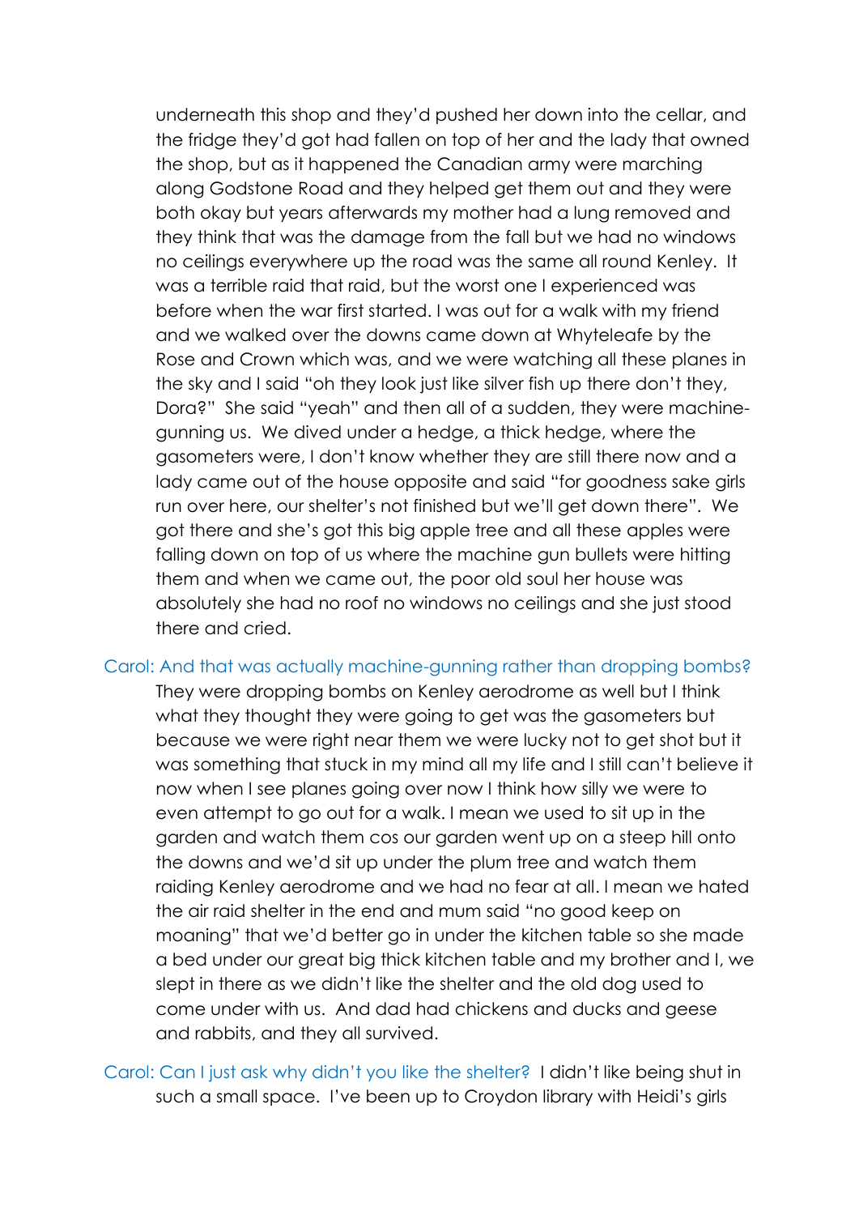underneath this shop and they'd pushed her down into the cellar, and the fridge they'd got had fallen on top of her and the lady that owned the shop, but as it happened the Canadian army were marching along Godstone Road and they helped get them out and they were both okay but years afterwards my mother had a lung removed and they think that was the damage from the fall but we had no windows no ceilings everywhere up the road was the same all round Kenley. It was a terrible raid that raid, but the worst one I experienced was before when the war first started. I was out for a walk with my friend and we walked over the downs came down at Whyteleafe by the Rose and Crown which was, and we were watching all these planes in the sky and I said "oh they look just like silver fish up there don't they, Dora?" She said "yeah" and then all of a sudden, they were machine-gunning us. We dived under a hedge, a thick hedge, where the gasometers were, I don't know whether they are still there now and a lady came out of the house opposite and said "for goodness sake girls run over here, our shelter's not finished but we'll get down there". We got there and she's got this big apple tree and all these apples were falling down on top of us where the machine gun bullets were hitting them and when we came out, the poor old soul her house was absolutely she had no roof no windows no ceilings and she just stood there and cried.

Carol: And that was actually machine-gunning rather than dropping bombs?
They were dropping bombs on Kenley aerodrome as well but I think what they thought they were going to get was the gasometers but because we were right near them we were lucky not to get shot but it was something that stuck in my mind all my life and I still can't believe it now when I see planes going over now I think how silly we were to even attempt to go out for a walk. I mean we used to sit up in the garden and watch them cos our garden went up on a steep hill onto the downs and we'd sit up under the plum tree and watch them raiding Kenley aerodrome and we had no fear at all. I mean we hated the air raid shelter in the end and mum said "no good keep on moaning" that we'd better go in under the kitchen table so she made a bed under our great big thick kitchen table and my brother and I, we slept in there as we didn't like the shelter and the old dog used to come under with us. And dad had chickens and ducks and geese and rabbits, and they all survived.

Carol: Can I just ask why didn't you like the shelter? I didn't like being shut in such a small space. I've been up to Croydon library with Heidi's girls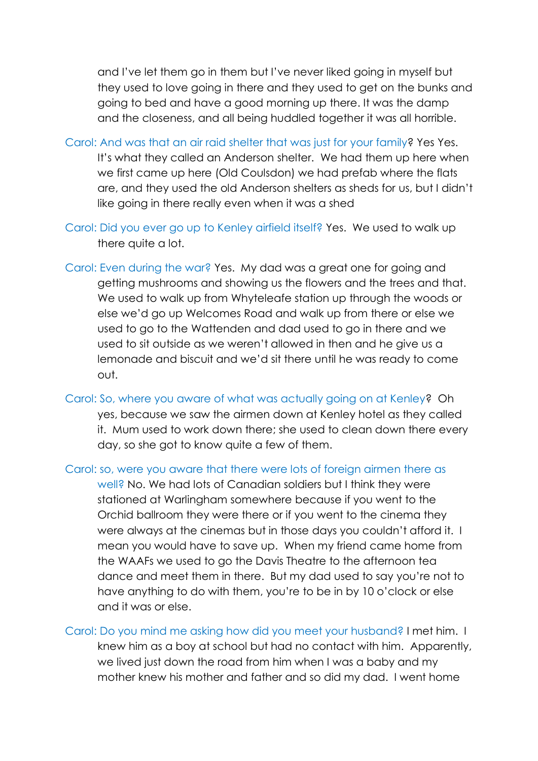and I've let them go in them but I've never liked going in myself but they used to love going in there and they used to get on the bunks and going to bed and have a good morning up there. It was the damp and the closeness, and all being huddled together it was all horrible.

Carol: And was that an air raid shelter that was just for your family? Yes Yes. It's what they called an Anderson shelter. We had them up here when we first came up here (Old Coulsdon) we had prefab where the flats are, and they used the old Anderson shelters as sheds for us, but I didn't like going in there really even when it was a shed

Carol: Did you ever go up to Kenley airfield itself? Yes. We used to walk up there quite a lot.

Carol: Even during the war? Yes. My dad was a great one for going and getting mushrooms and showing us the flowers and the trees and that. We used to walk up from Whyteleafe station up through the woods or else we'd go up Welcomes Road and walk up from there or else we used to go to the Wattenden and dad used to go in there and we used to sit outside as we weren't allowed in then and he give us a lemonade and biscuit and we'd sit there until he was ready to come out.

Carol: So, where you aware of what was actually going on at Kenley? Oh yes, because we saw the airmen down at Kenley hotel as they called it. Mum used to work down there; she used to clean down there every day, so she got to know quite a few of them.

Carol: so, were you aware that there were lots of foreign airmen there as well? No. We had lots of Canadian soldiers but I think they were stationed at Warlingham somewhere because if you went to the Orchid ballroom they were there or if you went to the cinema they were always at the cinemas but in those days you couldn't afford it. I mean you would have to save up. When my friend came home from the WAAFs we used to go the Davis Theatre to the afternoon tea dance and meet them in there. But my dad used to say you're not to have anything to do with them, you're to be in by 10 o'clock or else and it was or else.

Carol: Do you mind me asking how did you meet your husband? I met him. I knew him as a boy at school but had no contact with him. Apparently, we lived just down the road from him when I was a baby and my mother knew his mother and father and so did my dad. I went home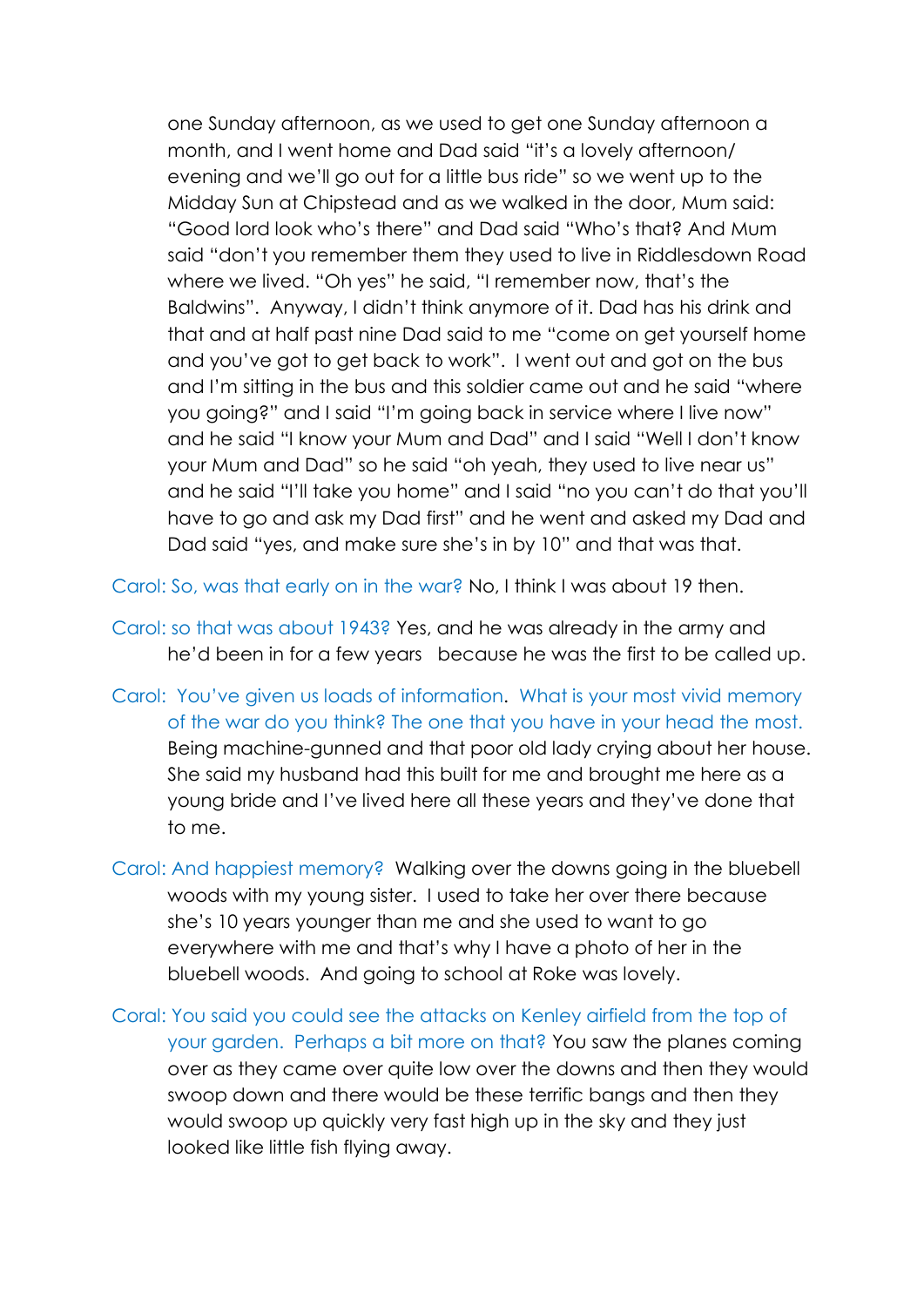one Sunday afternoon, as we used to get one Sunday afternoon a month, and I went home and Dad said "it's a lovely afternoon/ evening and we'll go out for a little bus ride" so we went up to the Midday Sun at Chipstead and as we walked in the door, Mum said: "Good lord look who's there" and Dad said "Who's that? And Mum said "don't you remember them they used to live in Riddlesdown Road where we lived. "Oh yes" he said, "I remember now, that's the Baldwins". Anyway, I didn't think anymore of it. Dad has his drink and that and at half past nine Dad said to me "come on get yourself home and you've got to get back to work". I went out and got on the bus and I'm sitting in the bus and this soldier came out and he said "where you going?" and I said "I'm going back in service where I live now" and he said "I know your Mum and Dad" and I said "Well I don't know your Mum and Dad" so he said "oh yeah, they used to live near us" and he said "I'll take you home" and I said "no you can't do that you'll have to go and ask my Dad first" and he went and asked my Dad and Dad said "yes, and make sure she's in by 10" and that was that.

Carol: So, was that early on in the war? No, I think I was about 19 then.

Carol: so that was about 1943? Yes, and he was already in the army and he'd been in for a few years because he was the first to be called up.

Carol: You've given us loads of information. What is your most vivid memory of the war do you think? The one that you have in your head the most. Being machine-gunned and that poor old lady crying about her house. She said my husband had this built for me and brought me here as a young bride and I've lived here all these years and they've done that to me.

Carol: And happiest memory? Walking over the downs going in the bluebell woods with my young sister. I used to take her over there because she's 10 years younger than me and she used to want to go everywhere with me and that's why I have a photo of her in the bluebell woods. And going to school at Roke was lovely.

Coral: You said you could see the attacks on Kenley airfield from the top of your garden. Perhaps a bit more on that? You saw the planes coming over as they came over quite low over the downs and then they would swoop down and there would be these terrific bangs and then they would swoop up quickly very fast high up in the sky and they just looked like little fish flying away.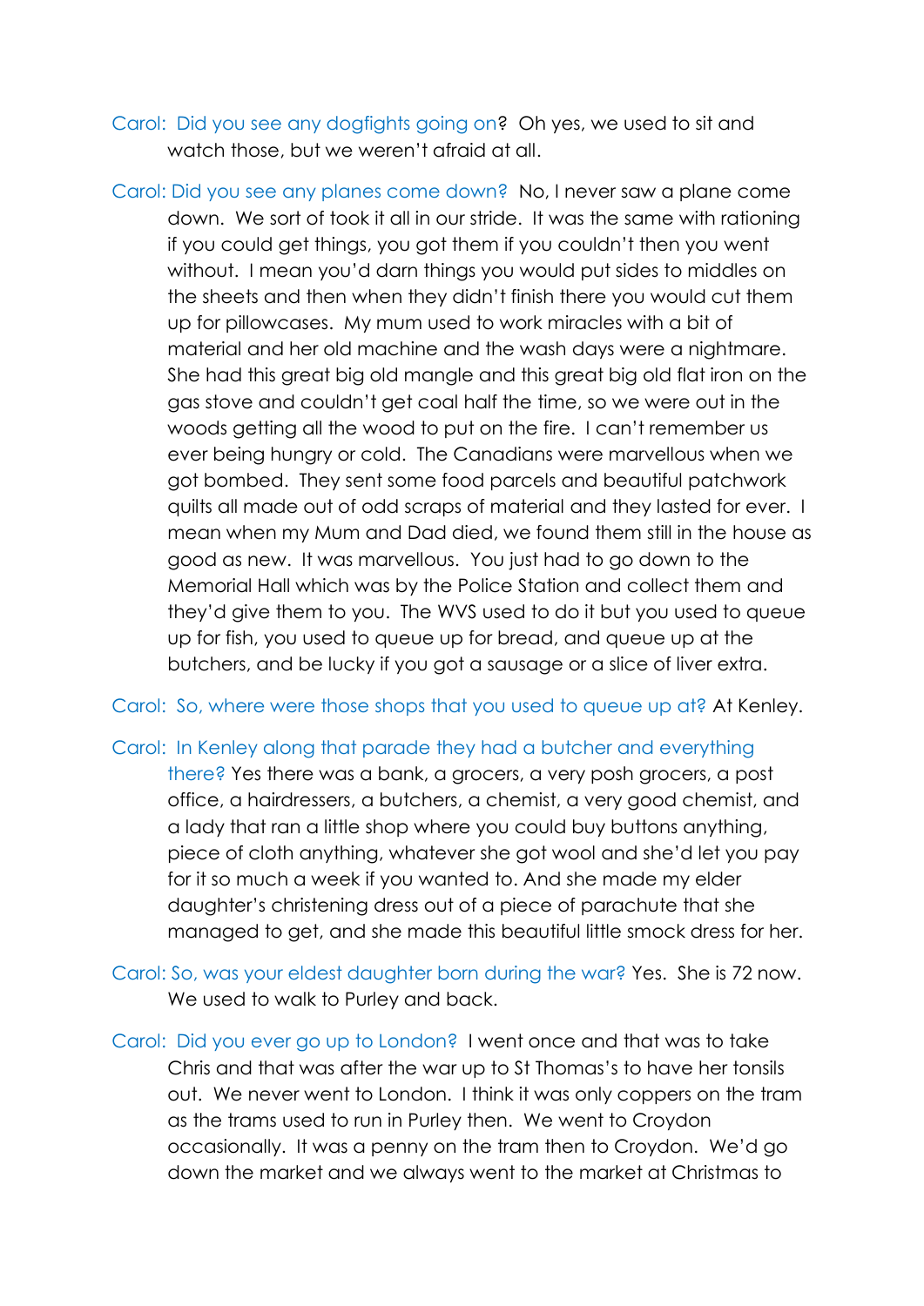Carol: Did you see any dogfights going on? Oh yes, we used to sit and watch those, but we weren't afraid at all.

Carol: Did you see any planes come down? No, I never saw a plane come down. We sort of took it all in our stride. It was the same with rationing if you could get things, you got them if you couldn't then you went without. I mean you'd darn things you would put sides to middles on the sheets and then when they didn't finish there you would cut them up for pillowcases. My mum used to work miracles with a bit of material and her old machine and the wash days were a nightmare. She had this great big old mangle and this great big old flat iron on the gas stove and couldn't get coal half the time, so we were out in the woods getting all the wood to put on the fire. I can't remember us ever being hungry or cold. The Canadians were marvellous when we got bombed. They sent some food parcels and beautiful patchwork quilts all made out of odd scraps of material and they lasted for ever. I mean when my Mum and Dad died, we found them still in the house as good as new. It was marvellous. You just had to go down to the Memorial Hall which was by the Police Station and collect them and they'd give them to you. The WVS used to do it but you used to queue up for fish, you used to queue up for bread, and queue up at the butchers, and be lucky if you got a sausage or a slice of liver extra.

Carol: So, where were those shops that you used to queue up at? At Kenley.

Carol: In Kenley along that parade they had a butcher and everything there? Yes there was a bank, a grocers, a very posh grocers, a post office, a hairdressers, a butchers, a chemist, a very good chemist, and a lady that ran a little shop where you could buy buttons anything, piece of cloth anything, whatever she got wool and she'd let you pay for it so much a week if you wanted to. And she made my elder daughter's christening dress out of a piece of parachute that she managed to get, and she made this beautiful little smock dress for her.

Carol: So, was your eldest daughter born during the war? Yes. She is 72 now. We used to walk to Purley and back.

Carol: Did you ever go up to London? I went once and that was to take Chris and that was after the war up to St Thomas's to have her tonsils out. We never went to London. I think it was only coppers on the tram as the trams used to run in Purley then. We went to Croydon occasionally. It was a penny on the tram then to Croydon. We'd go down the market and we always went to the market at Christmas to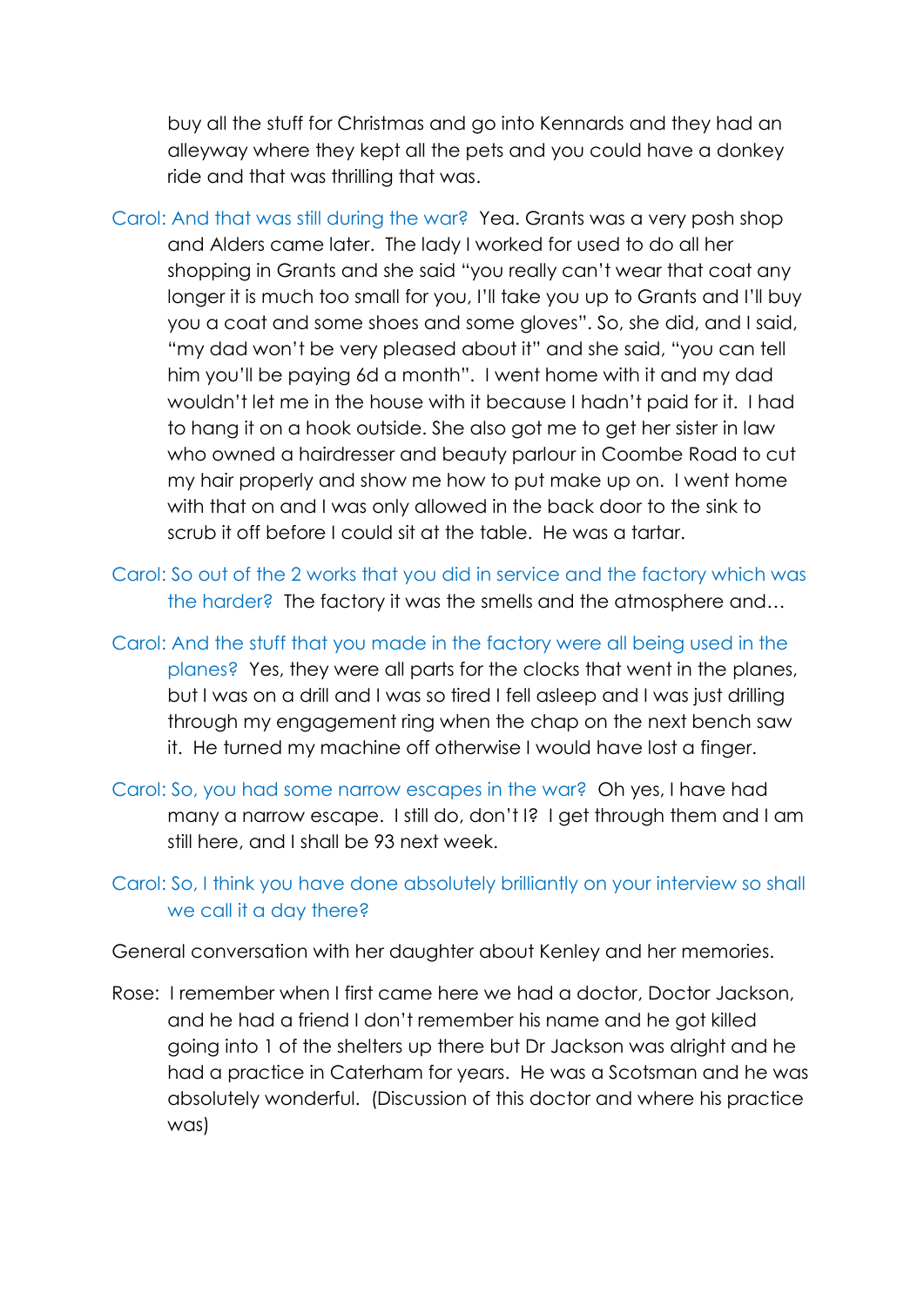buy all the stuff for Christmas and go into Kennards and they had an alleyway where they kept all the pets and you could have a donkey ride and that was thrilling that was.

Carol: And that was still during the war? Yea. Grants was a very posh shop and Alders came later. The lady I worked for used to do all her shopping in Grants and she said "you really can't wear that coat any longer it is much too small for you, I'll take you up to Grants and I'll buy you a coat and some shoes and some gloves". So, she did, and I said, "my dad won't be very pleased about it" and she said, "you can tell him you'll be paying 6d a month". I went home with it and my dad wouldn't let me in the house with it because I hadn't paid for it. I had to hang it on a hook outside. She also got me to get her sister in law who owned a hairdresser and beauty parlour in Coombe Road to cut my hair properly and show me how to put make up on. I went home with that on and I was only allowed in the back door to the sink to scrub it off before I could sit at the table. He was a tartar.

Carol: So out of the 2 works that you did in service and the factory which was the harder? The factory it was the smells and the atmosphere and…

Carol: And the stuff that you made in the factory were all being used in the planes? Yes, they were all parts for the clocks that went in the planes, but I was on a drill and I was so tired I fell asleep and I was just drilling through my engagement ring when the chap on the next bench saw it. He turned my machine off otherwise I would have lost a finger.

Carol: So, you had some narrow escapes in the war? Oh yes, I have had many a narrow escape. I still do, don't I? I get through them and I am still here, and I shall be 93 next week.

Carol: So, I think you have done absolutely brilliantly on your interview so shall we call it a day there?

General conversation with her daughter about Kenley and her memories.

Rose: I remember when I first came here we had a doctor, Doctor Jackson, and he had a friend I don't remember his name and he got killed going into 1 of the shelters up there but Dr Jackson was alright and he had a practice in Caterham for years. He was a Scotsman and he was absolutely wonderful. (Discussion of this doctor and where his practice was)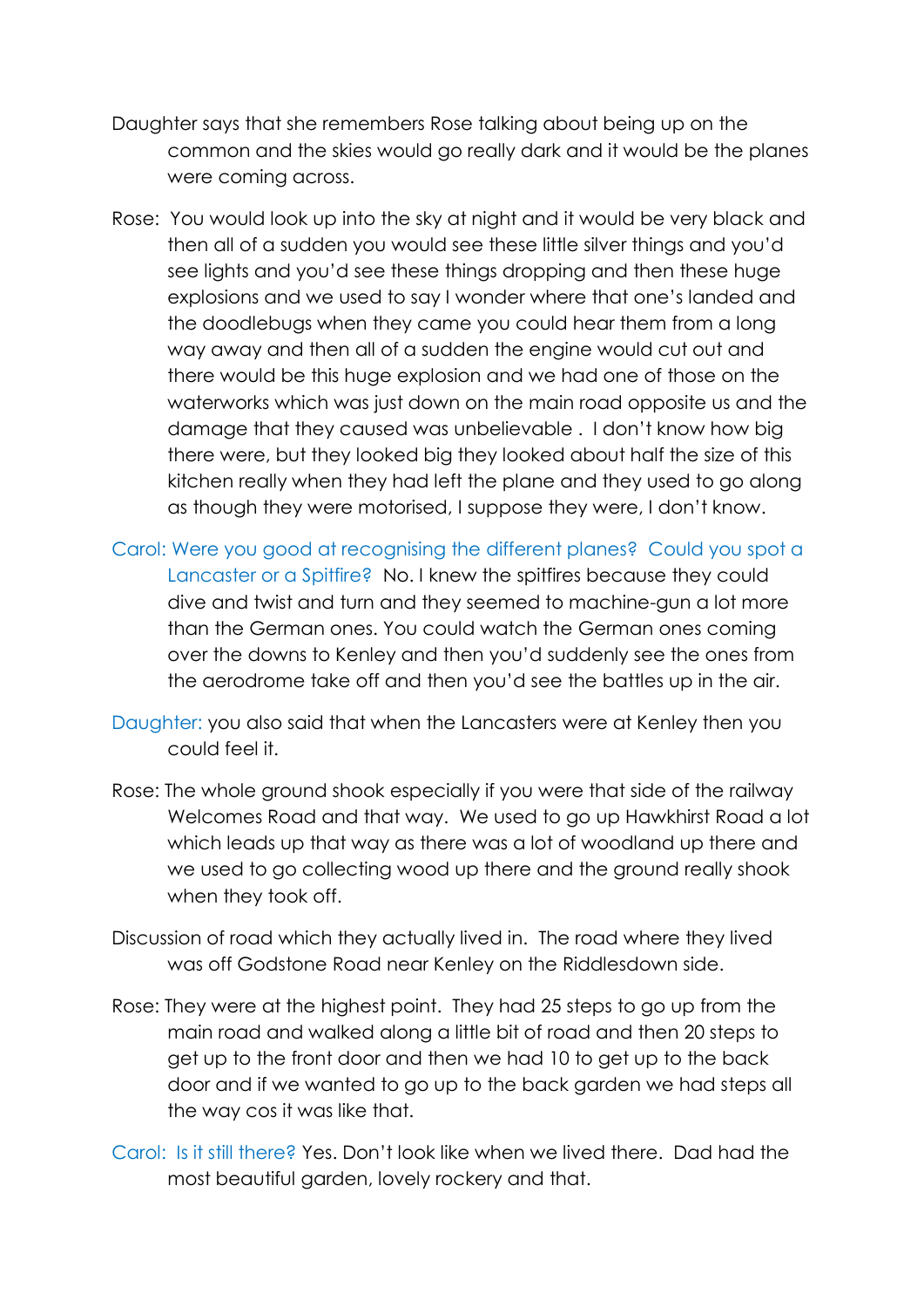Daughter says that she remembers Rose talking about being up on the common and the skies would go really dark and it would be the planes were coming across.

Rose: You would look up into the sky at night and it would be very black and then all of a sudden you would see these little silver things and you'd see lights and you'd see these things dropping and then these huge explosions and we used to say I wonder where that one's landed and the doodlebugs when they came you could hear them from a long way away and then all of a sudden the engine would cut out and there would be this huge explosion and we had one of those on the waterworks which was just down on the main road opposite us and the damage that they caused was unbelievable . I don't know how big there were, but they looked big they looked about half the size of this kitchen really when they had left the plane and they used to go along as though they were motorised, I suppose they were, I don't know.

Carol: Were you good at recognising the different planes? Could you spot a Lancaster or a Spitfire? No. I knew the spitfires because they could dive and twist and turn and they seemed to machine-gun a lot more than the German ones. You could watch the German ones coming over the downs to Kenley and then you'd suddenly see the ones from the aerodrome take off and then you'd see the battles up in the air.

Daughter: you also said that when the Lancasters were at Kenley then you could feel it.

Rose: The whole ground shook especially if you were that side of the railway Welcomes Road and that way. We used to go up Hawkhirst Road a lot which leads up that way as there was a lot of woodland up there and we used to go collecting wood up there and the ground really shook when they took off.

Discussion of road which they actually lived in. The road where they lived was off Godstone Road near Kenley on the Riddlesdown side.

Rose: They were at the highest point. They had 25 steps to go up from the main road and walked along a little bit of road and then 20 steps to get up to the front door and then we had 10 to get up to the back door and if we wanted to go up to the back garden we had steps all the way cos it was like that.

Carol: Is it still there? Yes. Don't look like when we lived there. Dad had the most beautiful garden, lovely rockery and that.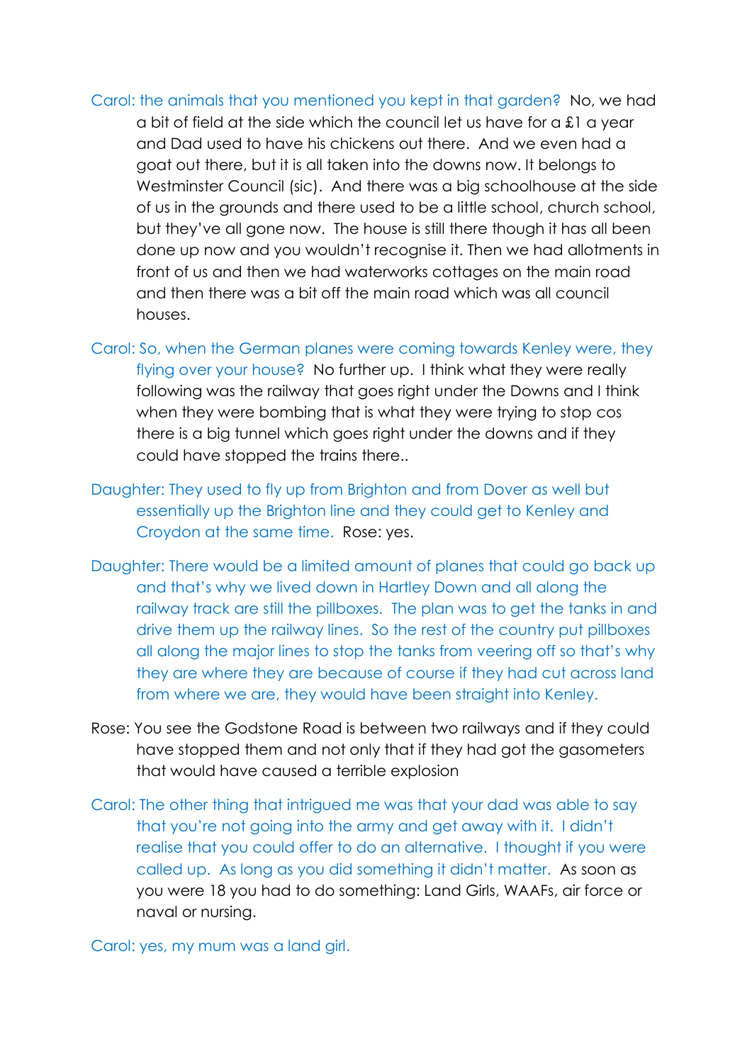Carol: the animals that you mentioned you kept in that garden? No, we had a bit of field at the side which the council let us have for a £1 a year and Dad used to have his chickens out there. And we even had a goat out there, but it is all taken into the downs now. It belongs to Westminster Council (sic). And there was a big schoolhouse at the side of us in the grounds and there used to be a little school, church school, but they've all gone now. The house is still there though it has all been done up now and you wouldn't recognise it. Then we had allotments in front of us and then we had waterworks cottages on the main road and then there was a bit off the main road which was all council houses.

Carol: So, when the German planes were coming towards Kenley were, they flying over your house? No further up. I think what they were really following was the railway that goes right under the Downs and I think when they were bombing that is what they were trying to stop cos there is a big tunnel which goes right under the downs and if they could have stopped the trains there..

Daughter: They used to fly up from Brighton and from Dover as well but essentially up the Brighton line and they could get to Kenley and Croydon at the same time. Rose: yes.

Daughter: There would be a limited amount of planes that could go back up and that's why we lived down in Hartley Down and all along the railway track are still the pillboxes. The plan was to get the tanks in and drive them up the railway lines. So the rest of the country put pillboxes all along the major lines to stop the tanks from veering off so that's why they are where they are because of course if they had cut across land from where we are, they would have been straight into Kenley.

Rose: You see the Godstone Road is between two railways and if they could have stopped them and not only that if they had got the gasometers that would have caused a terrible explosion

Carol: The other thing that intrigued me was that your dad was able to say that you're not going into the army and get away with it. I didn't realise that you could offer to do an alternative. I thought if you were called up. As long as you did something it didn't matter. As soon as you were 18 you had to do something: Land Girls, WAAFs, air force or naval or nursing.

Carol: yes, my mum was a land girl.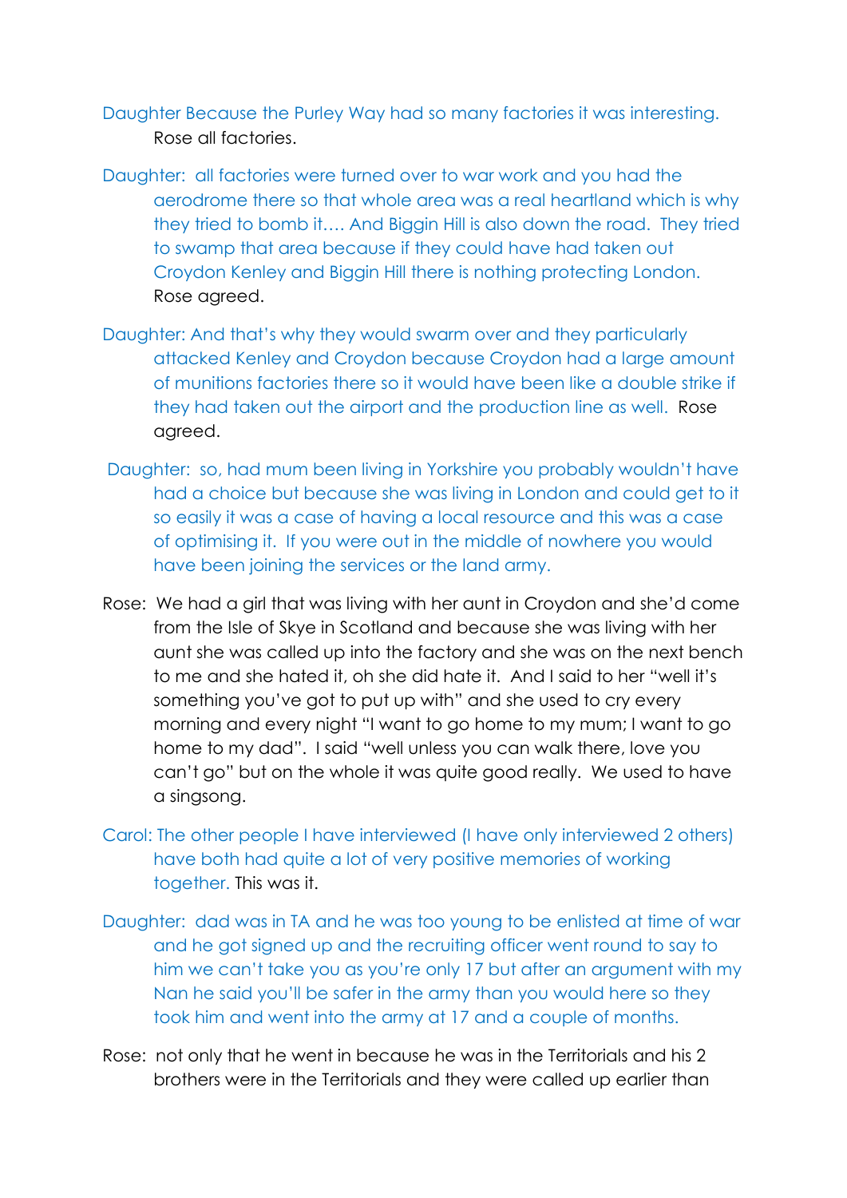Daughter Because the Purley Way had so many factories it was interesting. Rose all factories.

Daughter: all factories were turned over to war work and you had the aerodrome there so that whole area was a real heartland which is why they tried to bomb it…. And Biggin Hill is also down the road. They tried to swamp that area because if they could have had taken out Croydon Kenley and Biggin Hill there is nothing protecting London. Rose agreed.

Daughter: And that's why they would swarm over and they particularly attacked Kenley and Croydon because Croydon had a large amount of munitions factories there so it would have been like a double strike if they had taken out the airport and the production line as well. Rose agreed.

Daughter: so, had mum been living in Yorkshire you probably wouldn't have had a choice but because she was living in London and could get to it so easily it was a case of having a local resource and this was a case of optimising it. If you were out in the middle of nowhere you would have been joining the services or the land army.

Rose: We had a girl that was living with her aunt in Croydon and she'd come from the Isle of Skye in Scotland and because she was living with her aunt she was called up into the factory and she was on the next bench to me and she hated it, oh she did hate it. And I said to her "well it's something you've got to put up with" and she used to cry every morning and every night "I want to go home to my mum; I want to go home to my dad". I said "well unless you can walk there, love you can't go" but on the whole it was quite good really. We used to have a singsong.

Carol: The other people I have interviewed (I have only interviewed 2 others) have both had quite a lot of very positive memories of working together. This was it.

Daughter: dad was in TA and he was too young to be enlisted at time of war and he got signed up and the recruiting officer went round to say to him we can't take you as you're only 17 but after an argument with my Nan he said you'll be safer in the army than you would here so they took him and went into the army at 17 and a couple of months.

Rose: not only that he went in because he was in the Territorials and his 2 brothers were in the Territorials and they were called up earlier than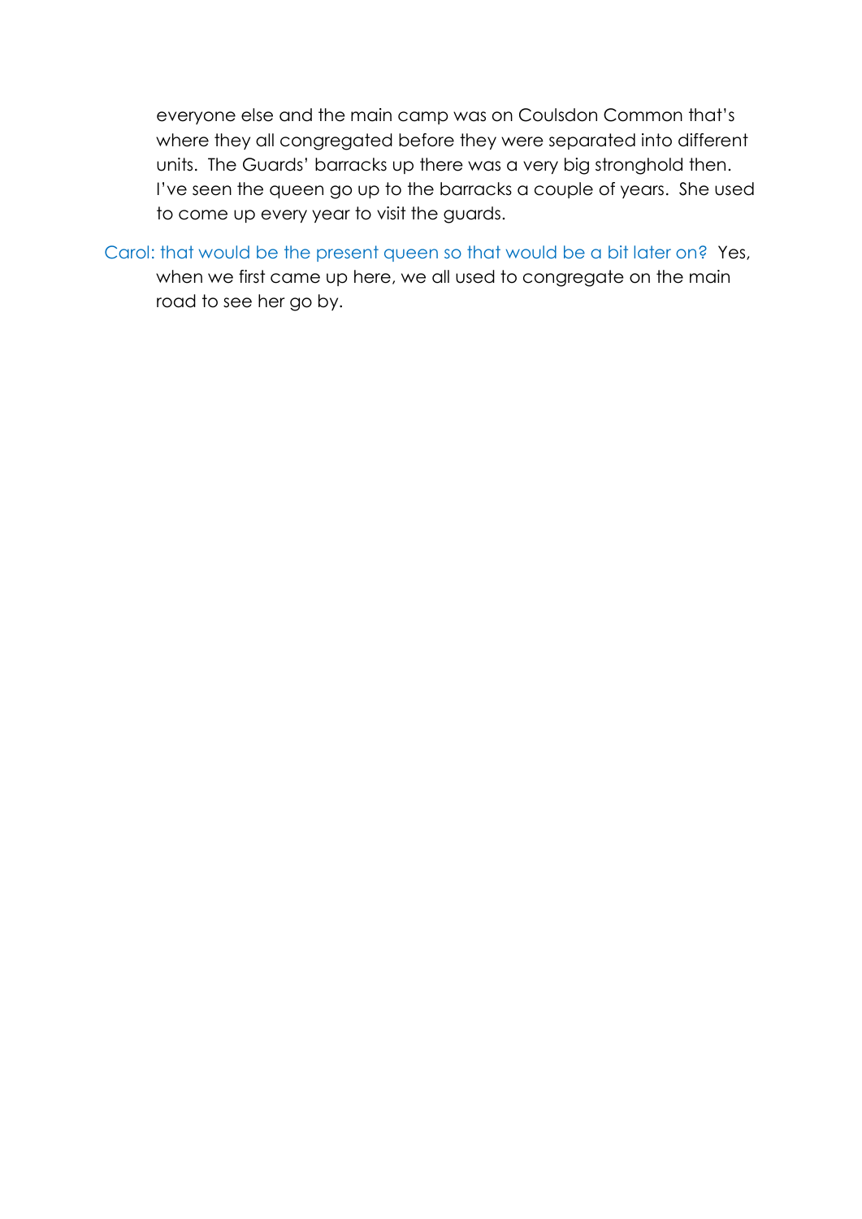everyone else and the main camp was on Coulsdon Common that's where they all congregated before they were separated into different units. The Guards' barracks up there was a very big stronghold then. I've seen the queen go up to the barracks a couple of years. She used to come up every year to visit the guards.

Carol: that would be the present queen so that would be a bit later on? Yes, when we first came up here, we all used to congregate on the main road to see her go by.